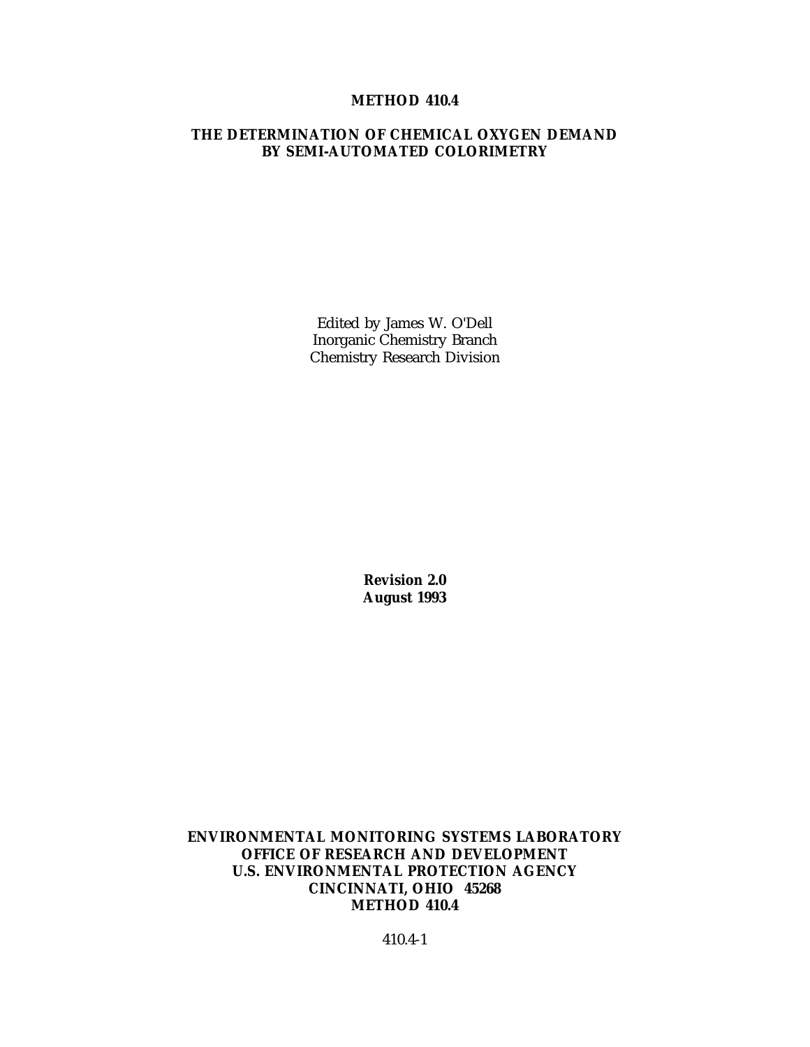# METHOD 410.4

## THE DETERMINATION OF CHEMICAL OXYGEN DEMAND BY SEMI-AUTOMATED COLORIMETRY

Edited by James W. O'Dell
Inorganic Chemistry Branch
Chemistry Research Division

**Revision 2.0**
**August 1993**

**ENVIRONMENTAL MONITORING SYSTEMS LABORATORY**
**OFFICE OF RESEARCH AND DEVELOPMENT**
**U.S. ENVIRONMENTAL PROTECTION AGENCY**
**CINCINNATI, OHIO 45268**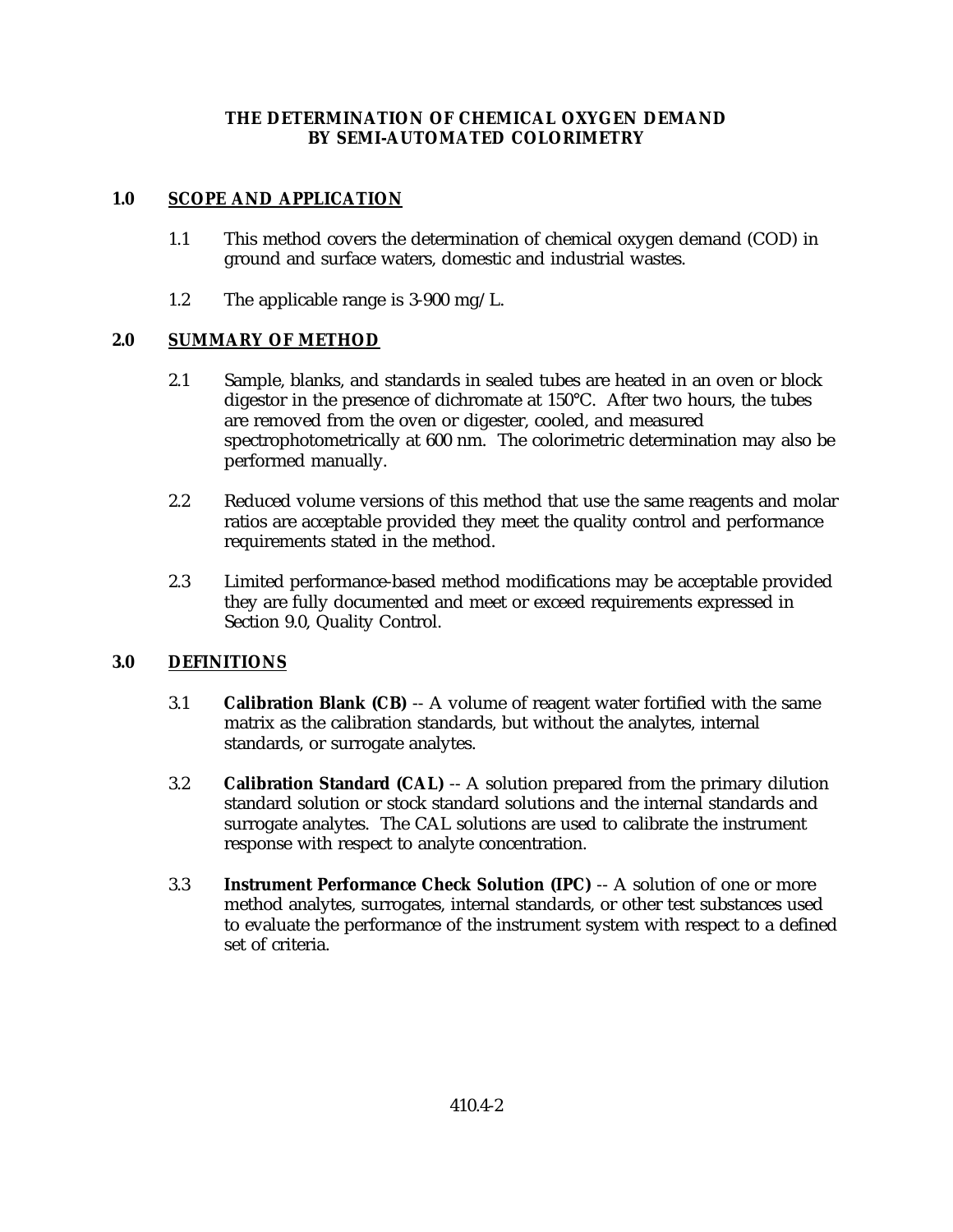# THE DETERMINATION OF CHEMICAL OXYGEN DEMAND BY SEMI-AUTOMATED COLORIMETRY

## 1.0 SCOPE AND APPLICATION

1.1 This method covers the determination of chemical oxygen demand (COD) in ground and surface waters, domestic and industrial wastes.

1.2 The applicable range is 3-900 mg/L.

## 2.0 SUMMARY OF METHOD

2.1 Sample, blanks, and standards in sealed tubes are heated in an oven or block digestor in the presence of dichromate at 150°C. After two hours, the tubes are removed from the oven or digester, cooled, and measured spectrophotometrically at 600 nm. The colorimetric determination may also be performed manually.

2.2 Reduced volume versions of this method that use the same reagents and molar ratios are acceptable provided they meet the quality control and performance requirements stated in the method.

2.3 Limited performance-based method modifications may be acceptable provided they are fully documented and meet or exceed requirements expressed in Section 9.0, Quality Control.

## 3.0 DEFINITIONS

3.1 **Calibration Blank (CB)** -- A volume of reagent water fortified with the same matrix as the calibration standards, but without the analytes, internal standards, or surrogate analytes.

3.2 **Calibration Standard (CAL)** -- A solution prepared from the primary dilution standard solution or stock standard solutions and the internal standards and surrogate analytes. The CAL solutions are used to calibrate the instrument response with respect to analyte concentration.

3.3 **Instrument Performance Check Solution (IPC)** -- A solution of one or more method analytes, surrogates, internal standards, or other test substances used to evaluate the performance of the instrument system with respect to a defined set of criteria.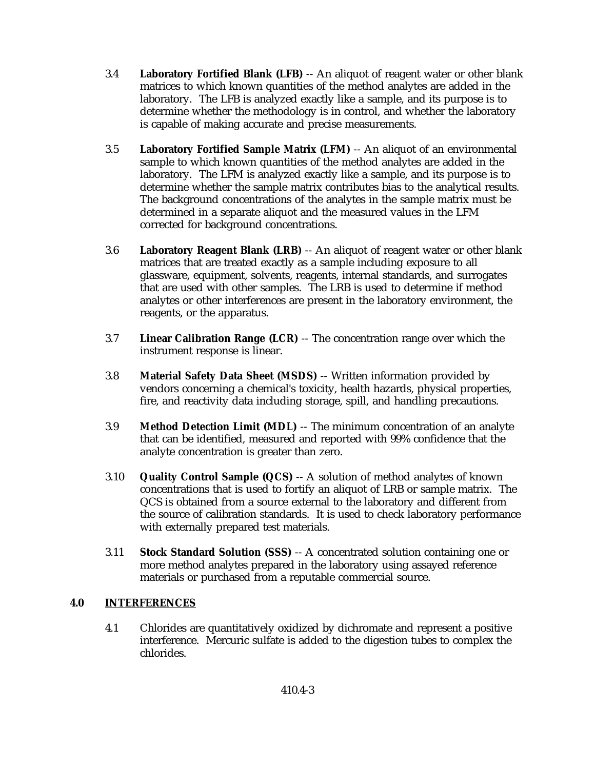3.4 **Laboratory Fortified Blank (LFB)** -- An aliquot of reagent water or other blank matrices to which known quantities of the method analytes are added in the laboratory. The LFB is analyzed exactly like a sample, and its purpose is to determine whether the methodology is in control, and whether the laboratory is capable of making accurate and precise measurements.

3.5 **Laboratory Fortified Sample Matrix (LFM)** -- An aliquot of an environmental sample to which known quantities of the method analytes are added in the laboratory. The LFM is analyzed exactly like a sample, and its purpose is to determine whether the sample matrix contributes bias to the analytical results. The background concentrations of the analytes in the sample matrix must be determined in a separate aliquot and the measured values in the LFM corrected for background concentrations.

3.6 **Laboratory Reagent Blank (LRB)** -- An aliquot of reagent water or other blank matrices that are treated exactly as a sample including exposure to all glassware, equipment, solvents, reagents, internal standards, and surrogates that are used with other samples. The LRB is used to determine if method analytes or other interferences are present in the laboratory environment, the reagents, or the apparatus.

3.7 **Linear Calibration Range (LCR)** -- The concentration range over which the instrument response is linear.

3.8 **Material Safety Data Sheet (MSDS)** -- Written information provided by vendors concerning a chemical's toxicity, health hazards, physical properties, fire, and reactivity data including storage, spill, and handling precautions.

3.9 **Method Detection Limit (MDL)** -- The minimum concentration of an analyte that can be identified, measured and reported with 99% confidence that the analyte concentration is greater than zero.

3.10 **Quality Control Sample (QCS)** -- A solution of method analytes of known concentrations that is used to fortify an aliquot of LRB or sample matrix. The QCS is obtained from a source external to the laboratory and different from the source of calibration standards. It is used to check laboratory performance with externally prepared test materials.

3.11 **Stock Standard Solution (SSS)** -- A concentrated solution containing one or more method analytes prepared in the laboratory using assayed reference materials or purchased from a reputable commercial source.

## 4.0 INTERFERENCES

4.1 Chlorides are quantitatively oxidized by dichromate and represent a positive interference. Mercuric sulfate is added to the digestion tubes to complex the chlorides.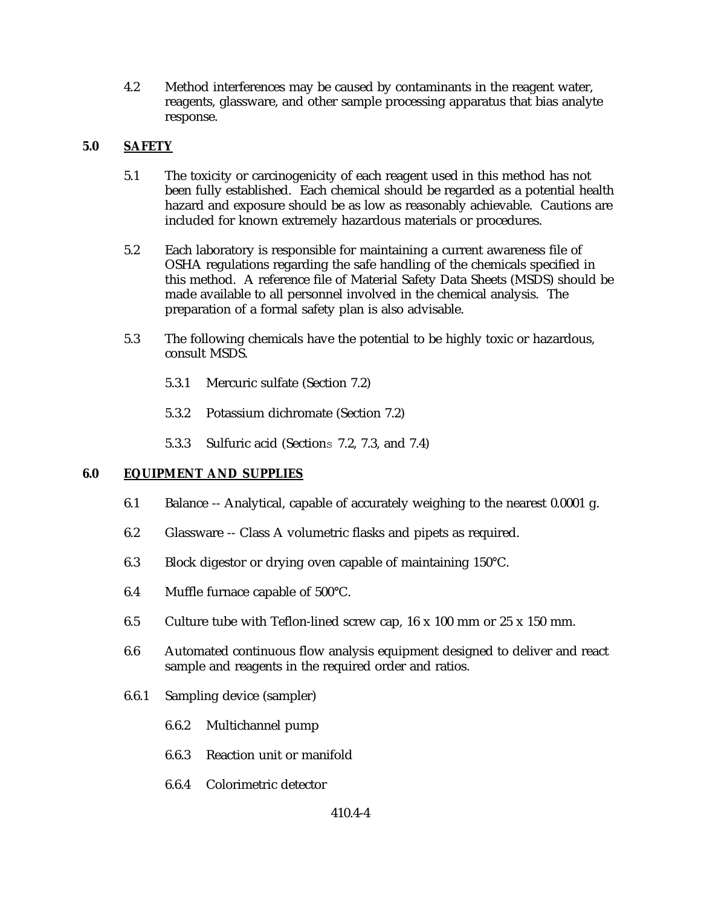4.2 Method interferences may be caused by contaminants in the reagent water, reagents, glassware, and other sample processing apparatus that bias analyte response.

## 5.0 SAFETY

5.1 The toxicity or carcinogenicity of each reagent used in this method has not been fully established. Each chemical should be regarded as a potential health hazard and exposure should be as low as reasonably achievable. Cautions are included for known extremely hazardous materials or procedures.

5.2 Each laboratory is responsible for maintaining a current awareness file of OSHA regulations regarding the safe handling of the chemicals specified in this method. A reference file of Material Safety Data Sheets (MSDS) should be made available to all personnel involved in the chemical analysis. The preparation of a formal safety plan is also advisable.

5.3 The following chemicals have the potential to be highly toxic or hazardous, consult MSDS.

5.3.1 Mercuric sulfate (Section 7.2)

5.3.2 Potassium dichromate (Section 7.2)

5.3.3 Sulfuric acid (Sections 7.2, 7.3, and 7.4)

## 6.0 EQUIPMENT AND SUPPLIES

6.1 Balance -- Analytical, capable of accurately weighing to the nearest 0.0001 g.

6.2 Glassware -- Class A volumetric flasks and pipets as required.

6.3 Block digestor or drying oven capable of maintaining 150°C.

6.4 Muffle furnace capable of 500°C.

6.5 Culture tube with Teflon-lined screw cap, 16 x 100 mm or 25 x 150 mm.

6.6 Automated continuous flow analysis equipment designed to deliver and react sample and reagents in the required order and ratios.

6.6.1 Sampling device (sampler)

6.6.2 Multichannel pump

6.6.3 Reaction unit or manifold

6.6.4 Colorimetric detector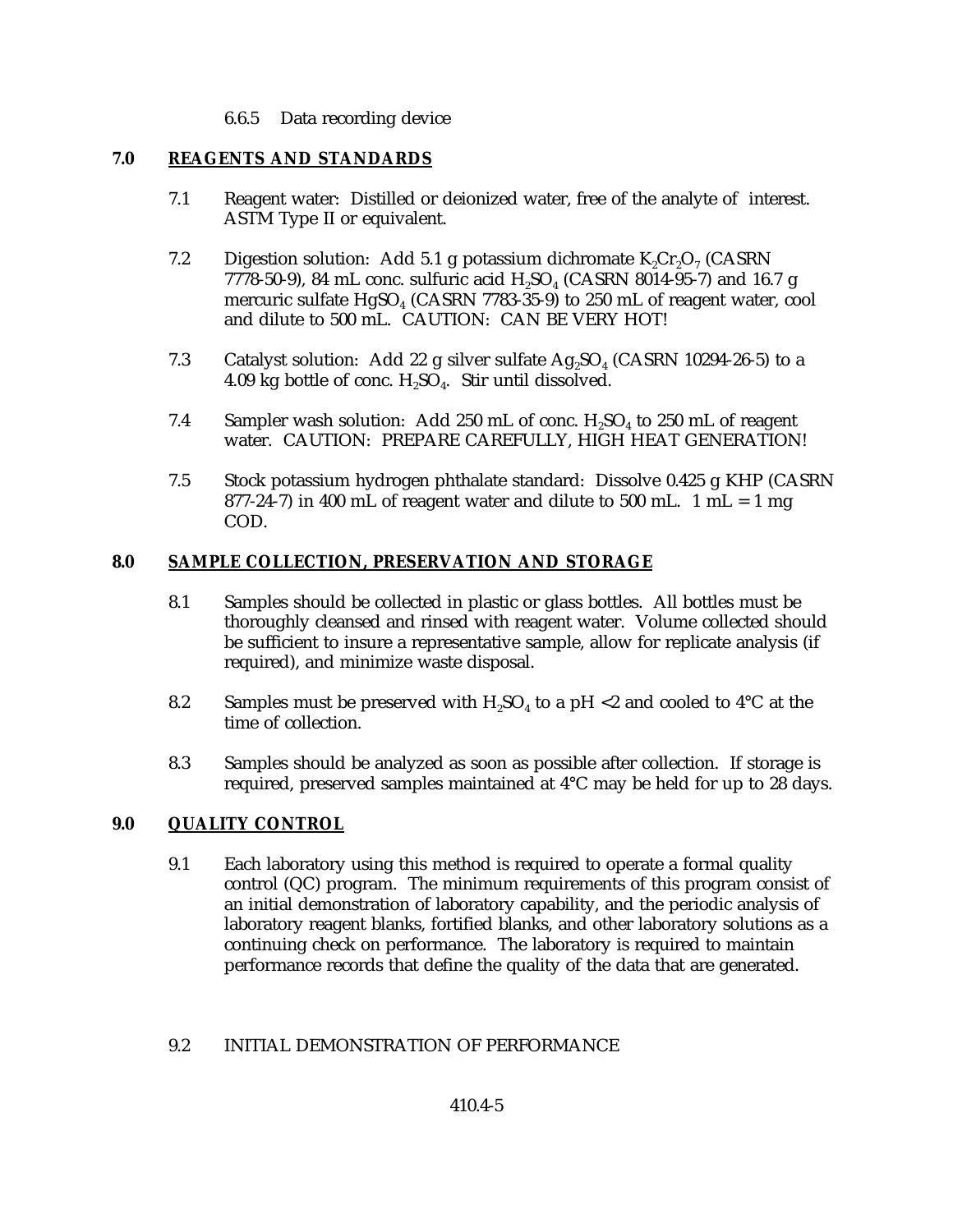6.6.5 Data recording device

## 7.0 REAGENTS AND STANDARDS

7.1 Reagent water: Distilled or deionized water, free of the analyte of interest. ASTM Type II or equivalent.

7.2 Digestion solution: Add 5.1 g potassium dichromate $K_2Cr_2O_7$ (CASRN 7778-50-9), 84 mL conc. sulfuric acid $H_2SO_4$ (CASRN 8014-95-7) and 16.7 g mercuric sulfate $HgSO_4$ (CASRN 7783-35-9) to 250 mL of reagent water, cool and dilute to 500 mL. CAUTION: CAN BE VERY HOT!

7.3 Catalyst solution: Add 22 g silver sulfate $Ag_2SO_4$ (CASRN 10294-26-5) to a 4.09 kg bottle of conc. $H_2SO_4$. Stir until dissolved.

7.4 Sampler wash solution: Add 250 mL of conc. $H_2SO_4$ to 250 mL of reagent water. CAUTION: PREPARE CAREFULLY, HIGH HEAT GENERATION!

7.5 Stock potassium hydrogen phthalate standard: Dissolve 0.425 g KHP (CASRN 877-24-7) in 400 mL of reagent water and dilute to 500 mL. 1 mL = 1 mg COD.

## 8.0 SAMPLE COLLECTION, PRESERVATION AND STORAGE

8.1 Samples should be collected in plastic or glass bottles. All bottles must be thoroughly cleansed and rinsed with reagent water. Volume collected should be sufficient to insure a representative sample, allow for replicate analysis (if required), and minimize waste disposal.

8.2 Samples must be preserved with $H_2SO_4$ to a pH <2 and cooled to 4°C at the time of collection.

8.3 Samples should be analyzed as soon as possible after collection. If storage is required, preserved samples maintained at 4°C may be held for up to 28 days.

## 9.0 QUALITY CONTROL

9.1 Each laboratory using this method is required to operate a formal quality control (QC) program. The minimum requirements of this program consist of an initial demonstration of laboratory capability, and the periodic analysis of laboratory reagent blanks, fortified blanks, and other laboratory solutions as a continuing check on performance. The laboratory is required to maintain performance records that define the quality of the data that are generated.

9.2 INITIAL DEMONSTRATION OF PERFORMANCE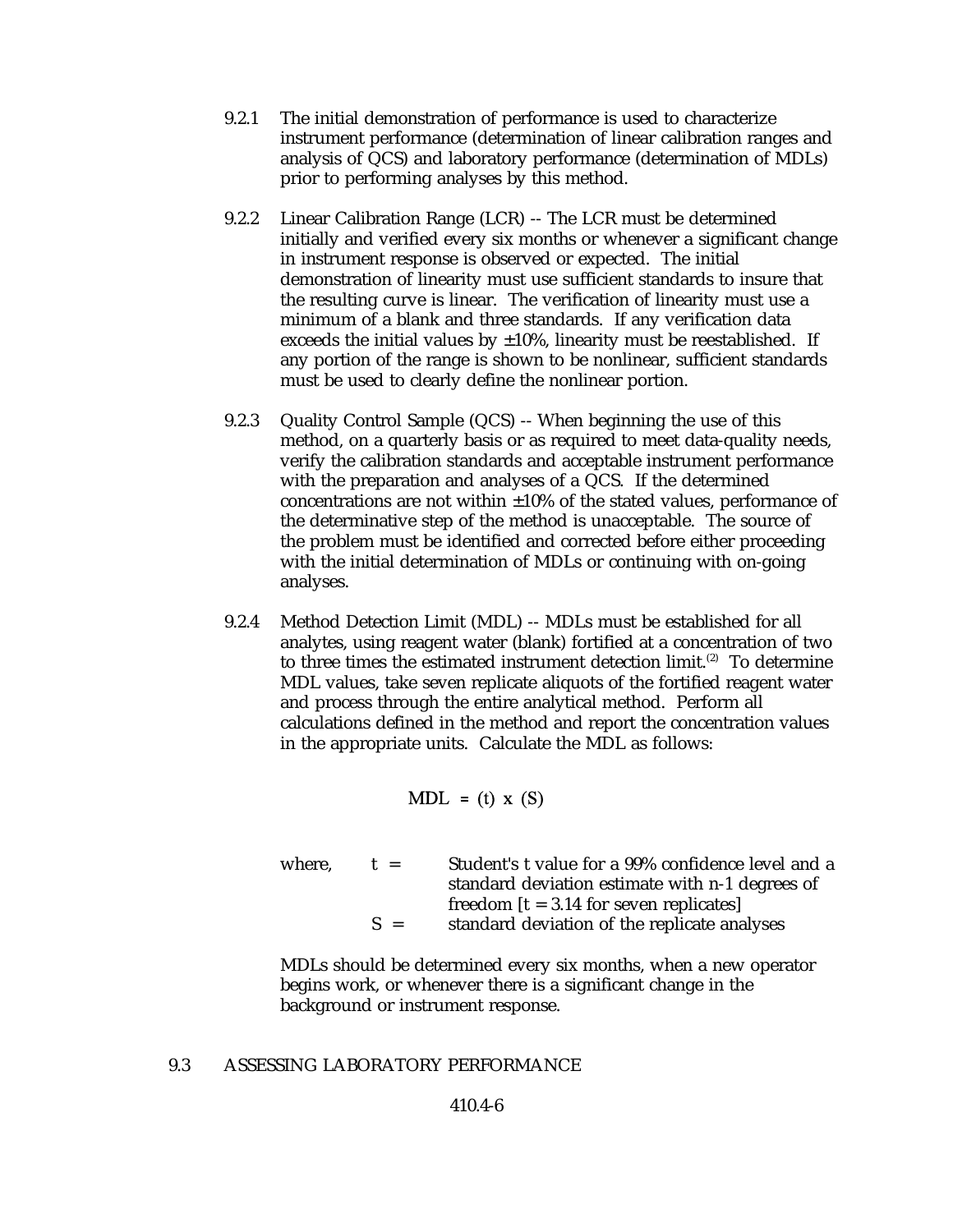9.2.1 The initial demonstration of performance is used to characterize instrument performance (determination of linear calibration ranges and analysis of QCS) and laboratory performance (determination of MDLs) prior to performing analyses by this method.

9.2.2 Linear Calibration Range (LCR) -- The LCR must be determined initially and verified every six months or whenever a significant change in instrument response is observed or expected. The initial demonstration of linearity must use sufficient standards to insure that the resulting curve is linear. The verification of linearity must use a minimum of a blank and three standards. If any verification data exceeds the initial values by ±10%, linearity must be reestablished. If any portion of the range is shown to be nonlinear, sufficient standards must be used to clearly define the nonlinear portion.

9.2.3 Quality Control Sample (QCS) -- When beginning the use of this method, on a quarterly basis or as required to meet data-quality needs, verify the calibration standards and acceptable instrument performance with the preparation and analyses of a QCS. If the determined concentrations are not within ±10% of the stated values, performance of the determinative step of the method is unacceptable. The source of the problem must be identified and corrected before either proceeding with the initial determination of MDLs or continuing with on-going analyses.

9.2.4 Method Detection Limit (MDL) -- MDLs must be established for all analytes, using reagent water (blank) fortified at a concentration of two to three times the estimated instrument detection limit.[2] To determine MDL values, take seven replicate aliquots of the fortified reagent water and process through the entire analytical method. Perform all calculations defined in the method and report the concentration values in the appropriate units. Calculate the MDL as follows:

$$MDL = (t) \times (S)$$

where, $t$ = Student's t value for a 99% confidence level and a standard deviation estimate with n-1 degrees of freedom [$t = 3.14$ for seven replicates]

$S$ = standard deviation of the replicate analyses

MDLs should be determined every six months, when a new operator begins work, or whenever there is a significant change in the background or instrument response.

## 9.3 ASSESSING LABORATORY PERFORMANCE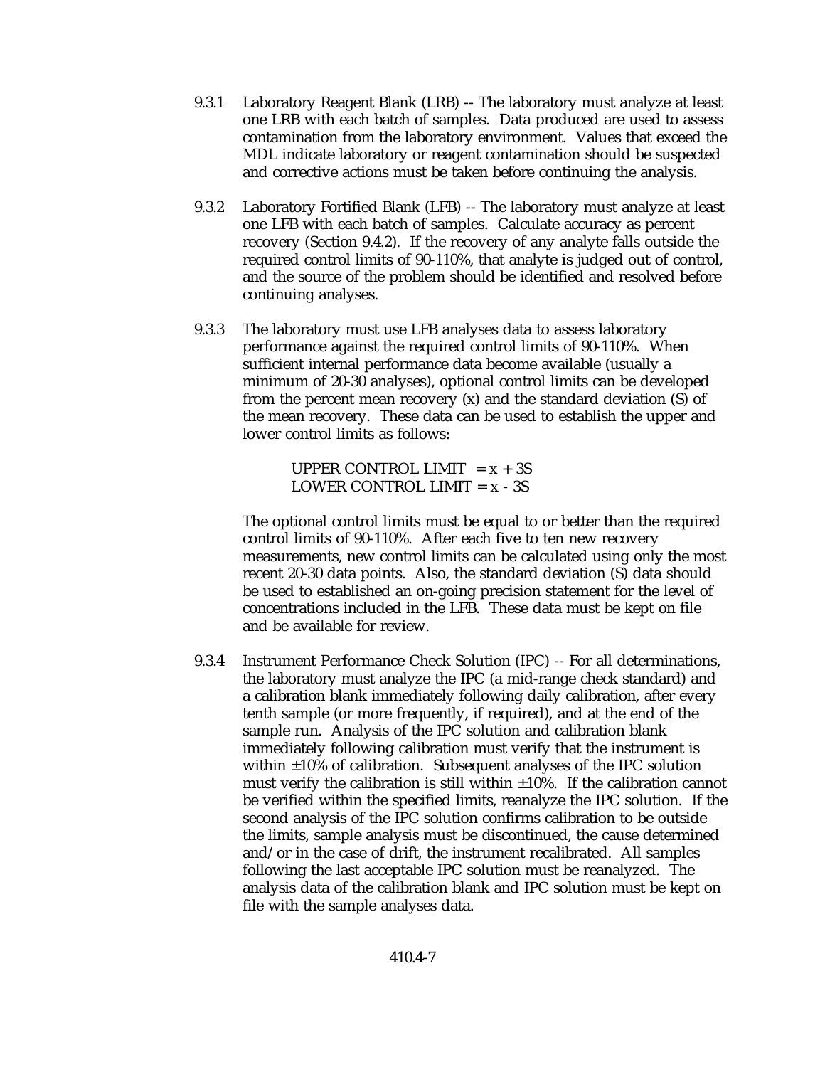9.3.1 Laboratory Reagent Blank (LRB) -- The laboratory must analyze at least one LRB with each batch of samples. Data produced are used to assess contamination from the laboratory environment. Values that exceed the MDL indicate laboratory or reagent contamination should be suspected and corrective actions must be taken before continuing the analysis.

9.3.2 Laboratory Fortified Blank (LFB) -- The laboratory must analyze at least one LFB with each batch of samples. Calculate accuracy as percent recovery (Section 9.4.2). If the recovery of any analyte falls outside the required control limits of 90-110%, that analyte is judged out of control, and the source of the problem should be identified and resolved before continuing analyses.

9.3.3 The laboratory must use LFB analyses data to assess laboratory performance against the required control limits of 90-110%. When sufficient internal performance data become available (usually a minimum of 20-30 analyses), optional control limits can be developed from the percent mean recovery (x) and the standard deviation (S) of the mean recovery. These data can be used to establish the upper and lower control limits as follows:

$$\text{UPPER CONTROL LIMIT} = x + 3S$$
$$\text{LOWER CONTROL LIMIT} = x - 3S$$

The optional control limits must be equal to or better than the required control limits of 90-110%. After each five to ten new recovery measurements, new control limits can be calculated using only the most recent 20-30 data points. Also, the standard deviation (S) data should be used to established an on-going precision statement for the level of concentrations included in the LFB. These data must be kept on file and be available for review.

9.3.4 Instrument Performance Check Solution (IPC) -- For all determinations, the laboratory must analyze the IPC (a mid-range check standard) and a calibration blank immediately following daily calibration, after every tenth sample (or more frequently, if required), and at the end of the sample run. Analysis of the IPC solution and calibration blank immediately following calibration must verify that the instrument is within ±10% of calibration. Subsequent analyses of the IPC solution must verify the calibration is still within ±10%. If the calibration cannot be verified within the specified limits, reanalyze the IPC solution. If the second analysis of the IPC solution confirms calibration to be outside the limits, sample analysis must be discontinued, the cause determined and/or in the case of drift, the instrument recalibrated. All samples following the last acceptable IPC solution must be reanalyzed. The analysis data of the calibration blank and IPC solution must be kept on file with the sample analyses data.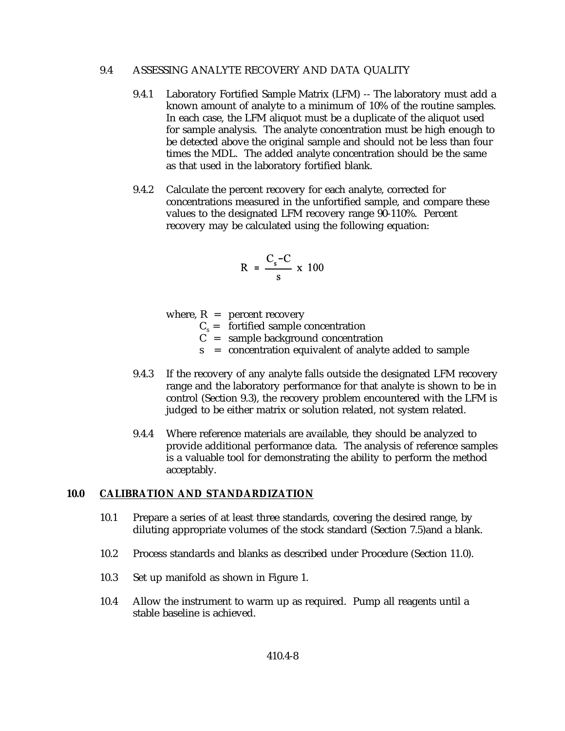### 9.4 ASSESSING ANALYTE RECOVERY AND DATA QUALITY

9.4.1 Laboratory Fortified Sample Matrix (LFM) -- The laboratory must add a known amount of analyte to a minimum of 10% of the routine samples. In each case, the LFM aliquot must be a duplicate of the aliquot used for sample analysis. The analyte concentration must be high enough to be detected above the original sample and should not be less than four times the MDL. The added analyte concentration should be the same as that used in the laboratory fortified blank.

9.4.2 Calculate the percent recovery for each analyte, corrected for concentrations measured in the unfortified sample, and compare these values to the designated LFM recovery range 90-110%. Percent recovery may be calculated using the following equation:

$$R = \frac{C_s - C}{s} \times 100$$

where, $R$ = percent recovery
$C_s$ = fortified sample concentration
$C$ = sample background concentration
$s$ = concentration equivalent of analyte added to sample

9.4.3 If the recovery of any analyte falls outside the designated LFM recovery range and the laboratory performance for that analyte is shown to be in control (Section 9.3), the recovery problem encountered with the LFM is judged to be either matrix or solution related, not system related.

9.4.4 Where reference materials are available, they should be analyzed to provide additional performance data. The analysis of reference samples is a valuable tool for demonstrating the ability to perform the method acceptably.

## 10.0 CALIBRATION AND STANDARDIZATION

10.1 Prepare a series of at least three standards, covering the desired range, by diluting appropriate volumes of the stock standard (Section 7.5)and a blank.

10.2 Process standards and blanks as described under Procedure (Section 11.0).

10.3 Set up manifold as shown in Figure 1.

10.4 Allow the instrument to warm up as required. Pump all reagents until a stable baseline is achieved.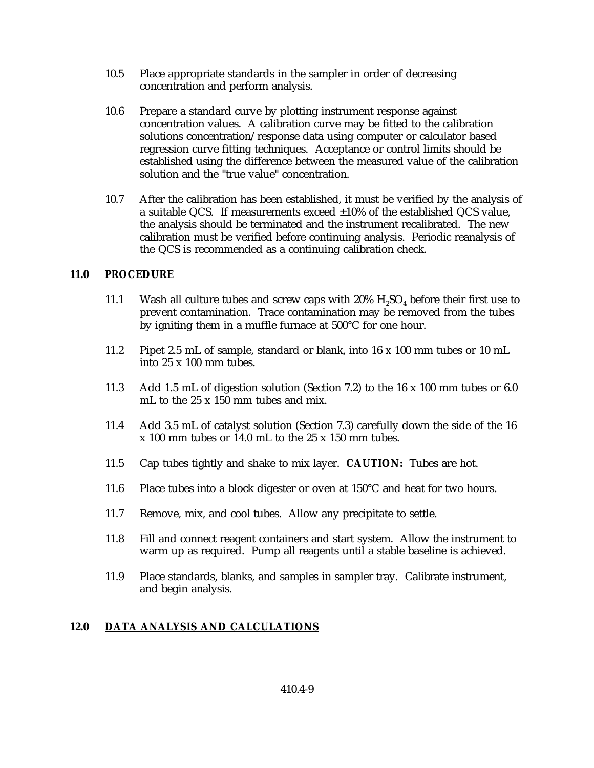10.5 Place appropriate standards in the sampler in order of decreasing concentration and perform analysis.

10.6 Prepare a standard curve by plotting instrument response against concentration values. A calibration curve may be fitted to the calibration solutions concentration/response data using computer or calculator based regression curve fitting techniques. Acceptance or control limits should be established using the difference between the measured value of the calibration solution and the "true value" concentration.

10.7 After the calibration has been established, it must be verified by the analysis of a suitable QCS. If measurements exceed ±10% of the established QCS value, the analysis should be terminated and the instrument recalibrated. The new calibration must be verified before continuing analysis. Periodic reanalysis of the QCS is recommended as a continuing calibration check.

## 11.0 PROCEDURE

11.1 Wash all culture tubes and screw caps with 20% $H_2SO_4$ before their first use to prevent contamination. Trace contamination may be removed from the tubes by igniting them in a muffle furnace at 500°C for one hour.

11.2 Pipet 2.5 mL of sample, standard or blank, into 16 x 100 mm tubes or 10 mL into 25 x 100 mm tubes.

11.3 Add 1.5 mL of digestion solution (Section 7.2) to the 16 x 100 mm tubes or 6.0 mL to the 25 x 150 mm tubes and mix.

11.4 Add 3.5 mL of catalyst solution (Section 7.3) carefully down the side of the 16 x 100 mm tubes or 14.0 mL to the 25 x 150 mm tubes.

11.5 Cap tubes tightly and shake to mix layer. **CAUTION:** Tubes are hot.

11.6 Place tubes into a block digester or oven at 150°C and heat for two hours.

11.7 Remove, mix, and cool tubes. Allow any precipitate to settle.

11.8 Fill and connect reagent containers and start system. Allow the instrument to warm up as required. Pump all reagents until a stable baseline is achieved.

11.9 Place standards, blanks, and samples in sampler tray. Calibrate instrument, and begin analysis.

## 12.0 DATA ANALYSIS AND CALCULATIONS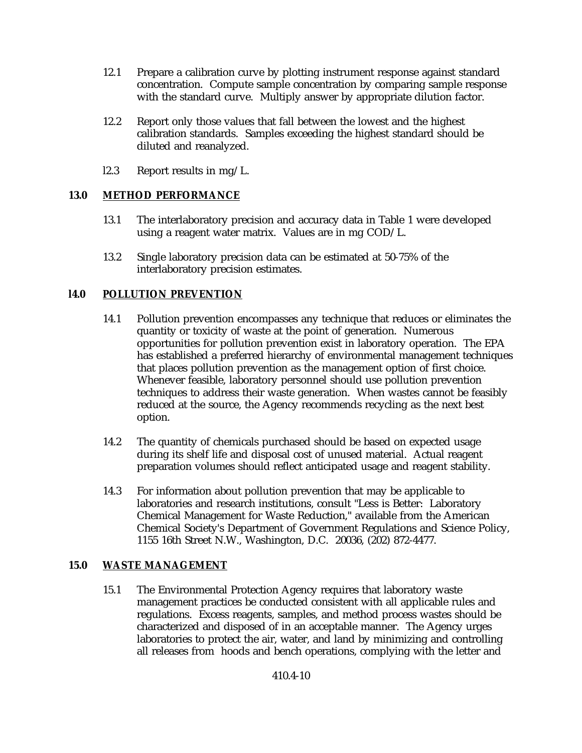12.1 Prepare a calibration curve by plotting instrument response against standard concentration. Compute sample concentration by comparing sample response with the standard curve. Multiply answer by appropriate dilution factor.

12.2 Report only those values that fall between the lowest and the highest calibration standards. Samples exceeding the highest standard should be diluted and reanalyzed.

l2.3 Report results in mg/L.

## 13.0 METHOD PERFORMANCE

13.1 The interlaboratory precision and accuracy data in Table 1 were developed using a reagent water matrix. Values are in mg COD/L.

13.2 Single laboratory precision data can be estimated at 50-75% of the interlaboratory precision estimates.

## l4.0 POLLUTION PREVENTION

14.1 Pollution prevention encompasses any technique that reduces or eliminates the quantity or toxicity of waste at the point of generation. Numerous opportunities for pollution prevention exist in laboratory operation. The EPA has established a preferred hierarchy of environmental management techniques that places pollution prevention as the management option of first choice. Whenever feasible, laboratory personnel should use pollution prevention techniques to address their waste generation. When wastes cannot be feasibly reduced at the source, the Agency recommends recycling as the next best option.

14.2 The quantity of chemicals purchased should be based on expected usage during its shelf life and disposal cost of unused material. Actual reagent preparation volumes should reflect anticipated usage and reagent stability.

14.3 For information about pollution prevention that may be applicable to laboratories and research institutions, consult "Less is Better: Laboratory Chemical Management for Waste Reduction," available from the American Chemical Society's Department of Government Regulations and Science Policy, 1155 16th Street N.W., Washington, D.C. 20036, (202) 872-4477.

## 15.0 WASTE MANAGEMENT

15.1 The Environmental Protection Agency requires that laboratory waste management practices be conducted consistent with all applicable rules and regulations. Excess reagents, samples, and method process wastes should be characterized and disposed of in an acceptable manner. The Agency urges laboratories to protect the air, water, and land by minimizing and controlling all releases from hoods and bench operations, complying with the letter and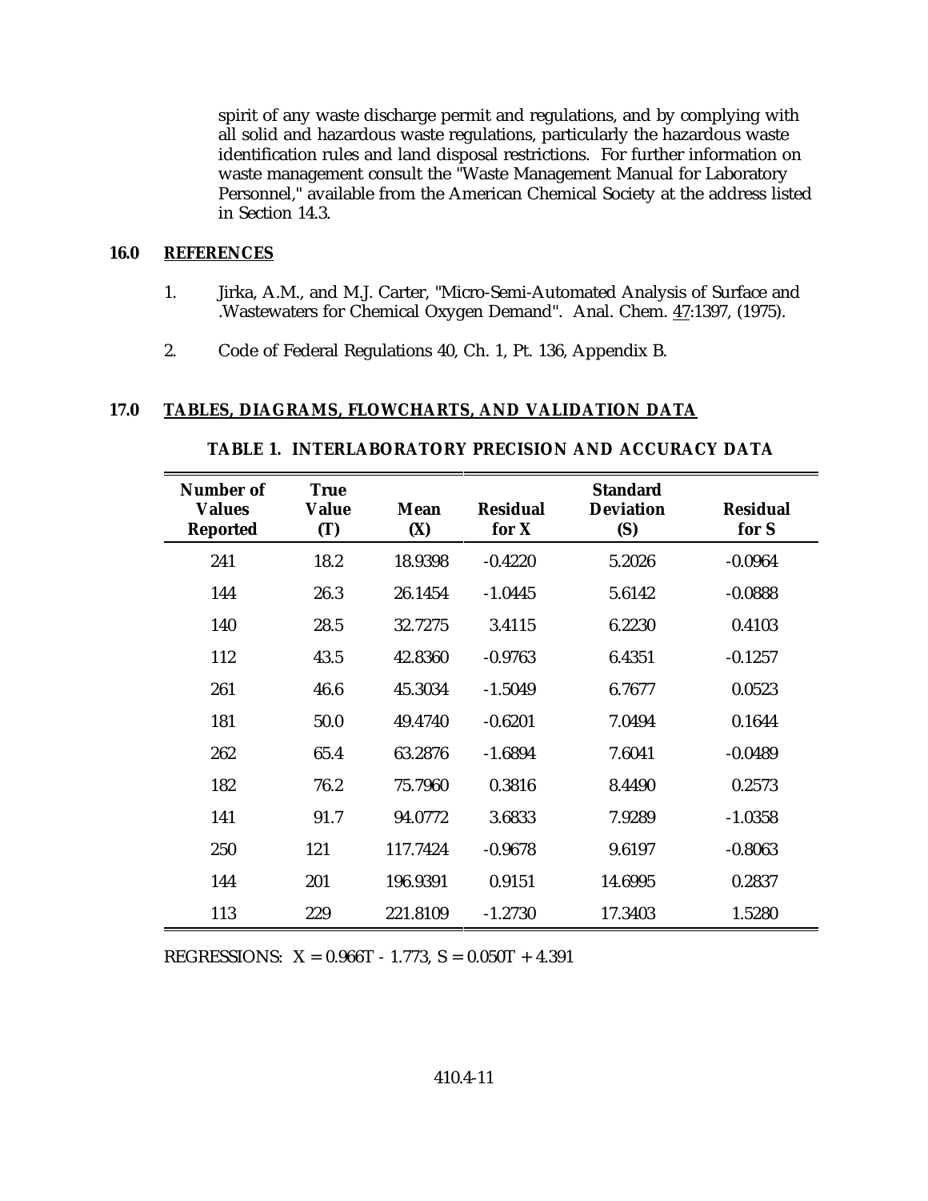spirit of any waste discharge permit and regulations, and by complying with all solid and hazardous waste regulations, particularly the hazardous waste identification rules and land disposal restrictions. For further information on waste management consult the "Waste Management Manual for Laboratory Personnel," available from the American Chemical Society at the address listed in Section 14.3.

## 16.0 REFERENCES

1. Jirka, A.M., and M.J. Carter, "Micro-Semi-Automated Analysis of Surface and .Wastewaters for Chemical Oxygen Demand". Anal. Chem. 47:1397, (1975).

2. Code of Federal Regulations 40, Ch. 1, Pt. 136, Appendix B.

## 17.0 TABLES, DIAGRAMS, FLOWCHARTS, AND VALIDATION DATA

**TABLE 1. INTERLABORATORY PRECISION AND ACCURACY DATA**

| Number of Values Reported | True Value (T) | Mean (X) | Residual for X | Standard Deviation (S) | Residual for S |
|---|---|---|---|---|---|
| 241 | 18.2 | 18.9398 | -0.4220 | 5.2026 | -0.0964 |
| 144 | 26.3 | 26.1454 | -1.0445 | 5.6142 | -0.0888 |
| 140 | 28.5 | 32.7275 | 3.4115 | 6.2230 | 0.4103 |
| 112 | 43.5 | 42.8360 | -0.9763 | 6.4351 | -0.1257 |
| 261 | 46.6 | 45.3034 | -1.5049 | 6.7677 | 0.0523 |
| 181 | 50.0 | 49.4740 | -0.6201 | 7.0494 | 0.1644 |
| 262 | 65.4 | 63.2876 | -1.6894 | 7.6041 | -0.0489 |
| 182 | 76.2 | 75.7960 | 0.3816 | 8.4490 | 0.2573 |
| 141 | 91.7 | 94.0772 | 3.6833 | 7.9289 | -1.0358 |
| 250 | 121 | 117.7424 | -0.9678 | 9.6197 | -0.8063 |
| 144 | 201 | 196.9391 | 0.9151 | 14.6995 | 0.2837 |
| 113 | 229 | 221.8109 | -1.2730 | 17.3403 | 1.5280 |

REGRESSIONS: $X = 0.966T - 1.773$, $S = 0.050T + 4.391$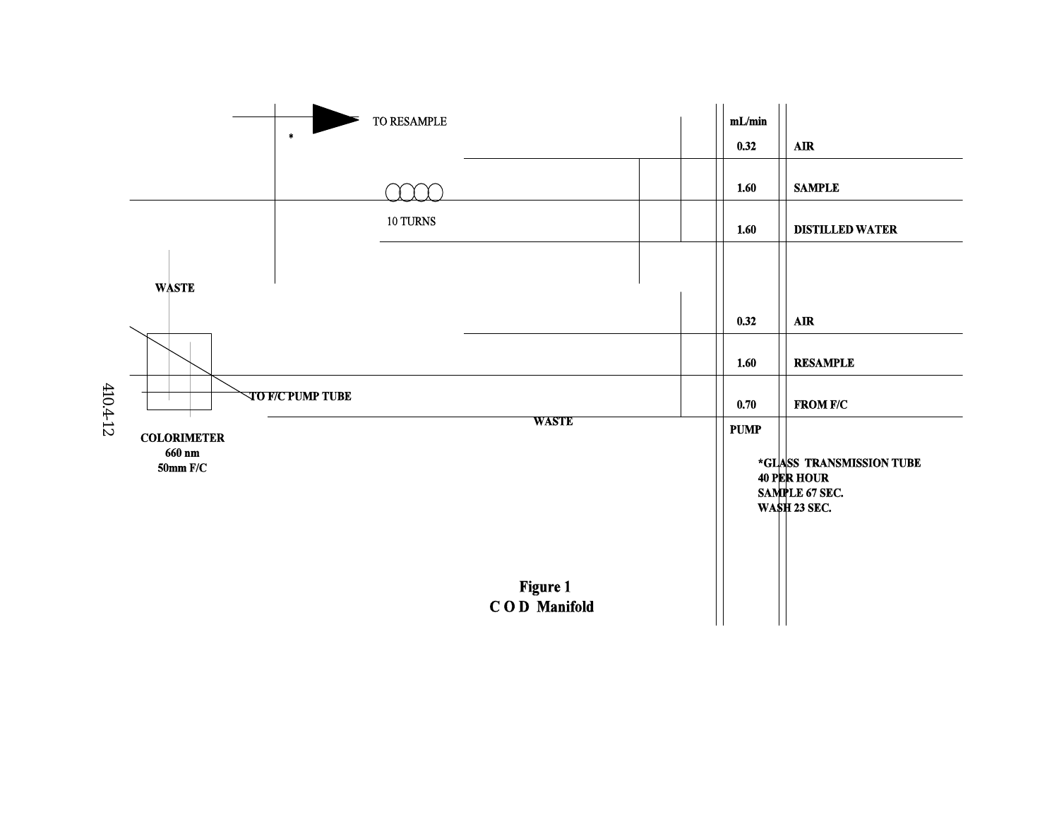TO RESAMPLE

*

10 TURNS

WASTE

TO F/C PUMP TUBE

WASTE

COLORIMETER
660 nm
50mm F/C

mL/min

0.32 AIR

1.60 SAMPLE

1.60 DISTILLED WATER

0.32 AIR

1.60 RESAMPLE

0.70 FROM F/C

PUMP

*GLASS TRANSMISSION TUBE
40 PER HOUR
SAMPLE 67 SEC.
WASH 23 SEC.

**Figure 1**
**C O D Manifold**